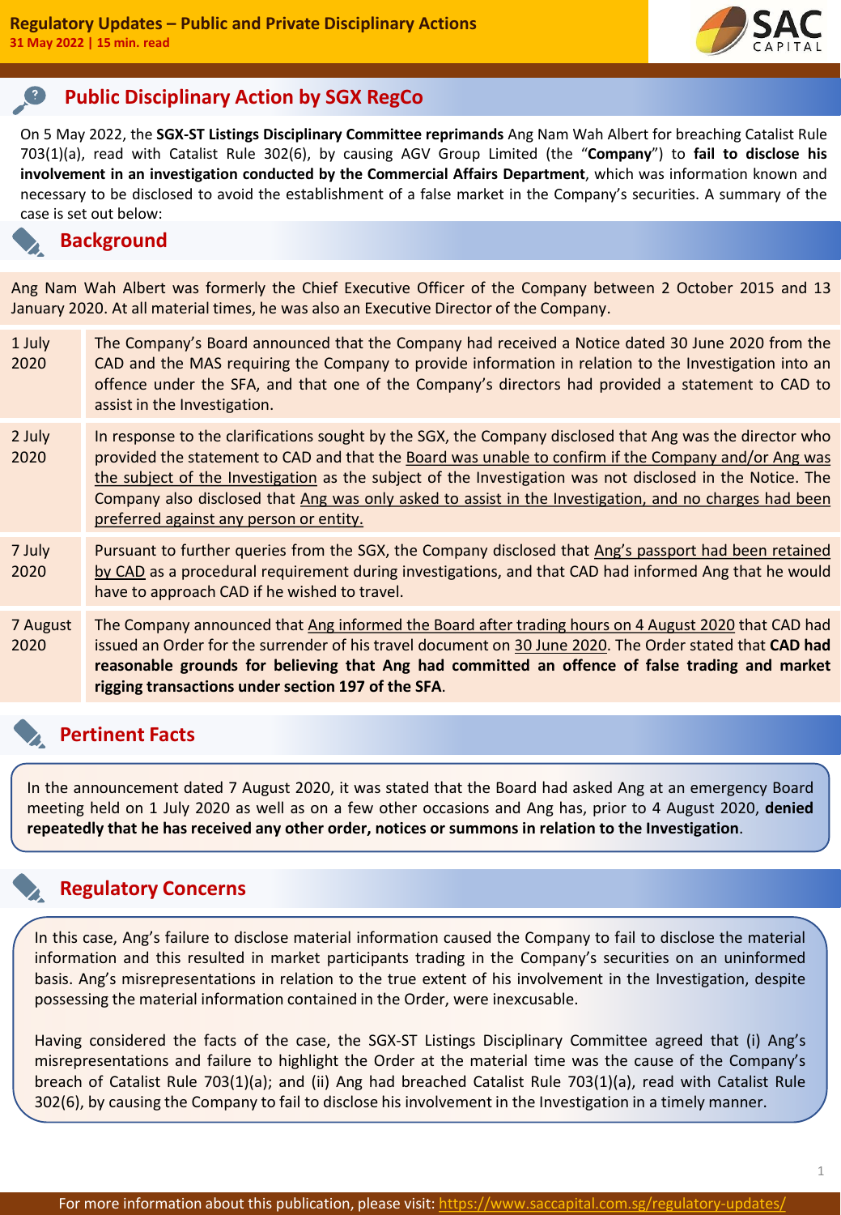# Regulatory Updates – Public and Private Disciplinary Actions

**31 May 2022 | 15 min. read**

## Public Disciplinary Action by SGX RegCo

On 5 May 2022, the **SGX-ST Listings Disciplinary Committee reprimands** Ang Nam Wah Albert for breaching Catalist Rule 703(1)(a), read with Catalist Rule 302(6), by causing AGV Group Limited (the "**Company**") to **fail to disclose his involvement in an investigation conducted by the Commercial Affairs Department**, which was information known and necessary to be disclosed to avoid the establishment of a false market in the Company's securities. A summary of the case is set out below:

### Background

Ang Nam Wah Albert was formerly the Chief Executive Officer of the Company between 2 October 2015 and 13 January 2020. At all material times, he was also an Executive Director of the Company.

| Date | Event |
|---|---|
| 1 July 2020 | The Company's Board announced that the Company had received a Notice dated 30 June 2020 from the CAD and the MAS requiring the Company to provide information in relation to the Investigation into an offence under the SFA, and that one of the Company's directors had provided a statement to CAD to assist in the Investigation. |
| 2 July 2020 | In response to the clarifications sought by the SGX, the Company disclosed that Ang was the director who provided the statement to CAD and that the Board was unable to confirm if the Company and/or Ang was the subject of the Investigation as the subject of the Investigation was not disclosed in the Notice. The Company also disclosed that Ang was only asked to assist in the Investigation, and no charges had been preferred against any person or entity. |
| 7 July 2020 | Pursuant to further queries from the SGX, the Company disclosed that Ang's passport had been retained by CAD as a procedural requirement during investigations, and that CAD had informed Ang that he would have to approach CAD if he wished to travel. |
| 7 August 2020 | The Company announced that Ang informed the Board after trading hours on 4 August 2020 that CAD had issued an Order for the surrender of his travel document on 30 June 2020. The Order stated that **CAD had reasonable grounds for believing that Ang had committed an offence of false trading and market rigging transactions under section 197 of the SFA**. |

### Pertinent Facts

In the announcement dated 7 August 2020, it was stated that the Board had asked Ang at an emergency Board meeting held on 1 July 2020 as well as on a few other occasions and Ang has, prior to 4 August 2020, **denied repeatedly that he has received any other order, notices or summons in relation to the Investigation**.

### Regulatory Concerns

In this case, Ang's failure to disclose material information caused the Company to fail to disclose the material information and this resulted in market participants trading in the Company's securities on an uninformed basis. Ang's misrepresentations in relation to the true extent of his involvement in the Investigation, despite possessing the material information contained in the Order, were inexcusable.

Having considered the facts of the case, the SGX-ST Listings Disciplinary Committee agreed that (i) Ang's misrepresentations and failure to highlight the Order at the material time was the cause of the Company's breach of Catalist Rule 703(1)(a); and (ii) Ang had breached Catalist Rule 703(1)(a), read with Catalist Rule 302(6), by causing the Company to fail to disclose his involvement in the Investigation in a timely manner.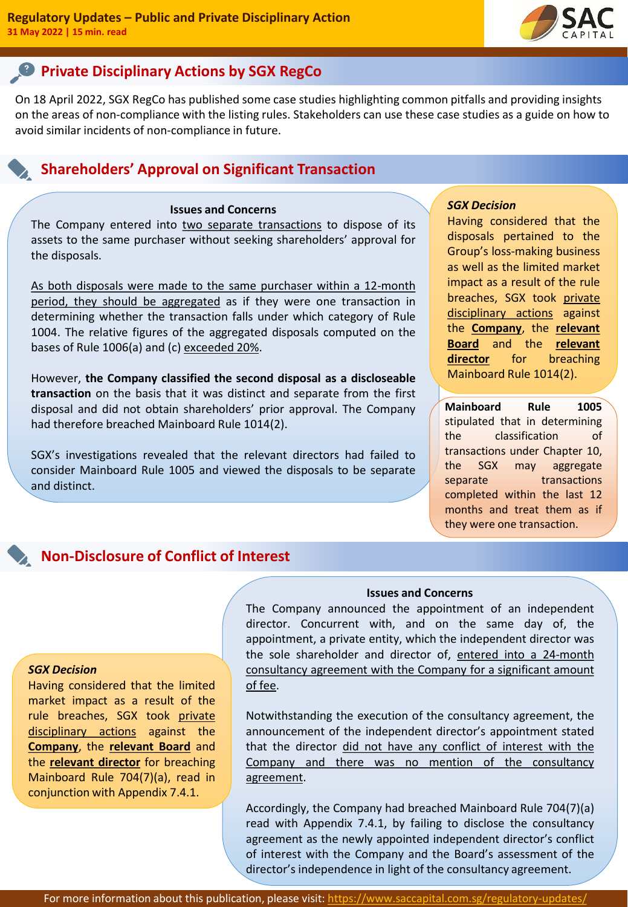## Private Disciplinary Actions by SGX RegCo

On 18 April 2022, SGX RegCo has published some case studies highlighting common pitfalls and providing insights on the areas of non-compliance with the listing rules. Stakeholders can use these case studies as a guide on how to avoid similar incidents of non-compliance in future.

### Shareholders' Approval on Significant Transaction

**Issues and Concerns**

The Company entered into two separate transactions to dispose of its assets to the same purchaser without seeking shareholders' approval for the disposals.

As both disposals were made to the same purchaser within a 12-month period, they should be aggregated as if they were one transaction in determining whether the transaction falls under which category of Rule 1004. The relative figures of the aggregated disposals computed on the bases of Rule 1006(a) and (c) exceeded 20%.

However, **the Company classified the second disposal as a discloseable transaction** on the basis that it was distinct and separate from the first disposal and did not obtain shareholders' prior approval. The Company had therefore breached Mainboard Rule 1014(2).

SGX's investigations revealed that the relevant directors had failed to consider Mainboard Rule 1005 and viewed the disposals to be separate and distinct.

***SGX Decision***

Having considered that the disposals pertained to the Group's loss-making business as well as the limited market impact as a result of the rule breaches, SGX took private disciplinary actions against the **Company**, the **relevant Board** and the **relevant director** for breaching Mainboard Rule 1014(2).

**Mainboard Rule 1005** stipulated that in determining the classification of transactions under Chapter 10, the SGX may aggregate separate transactions completed within the last 12 months and treat them as if they were one transaction.

### Non-Disclosure of Conflict of Interest

**Issues and Concerns**

The Company announced the appointment of an independent director. Concurrent with, and on the same day of, the appointment, a private entity, which the independent director was the sole shareholder and director of, entered into a 24-month consultancy agreement with the Company for a significant amount of fee.

Notwithstanding the execution of the consultancy agreement, the announcement of the independent director's appointment stated that the director did not have any conflict of interest with the Company and there was no mention of the consultancy agreement.

Accordingly, the Company had breached Mainboard Rule 704(7)(a) read with Appendix 7.4.1, by failing to disclose the consultancy agreement as the newly appointed independent director's conflict of interest with the Company and the Board's assessment of the director's independence in light of the consultancy agreement.

***SGX Decision***

Having considered that the limited market impact as a result of the rule breaches, SGX took private disciplinary actions against the **Company**, the **relevant Board** and the **relevant director** for breaching Mainboard Rule 704(7)(a), read in conjunction with Appendix 7.4.1.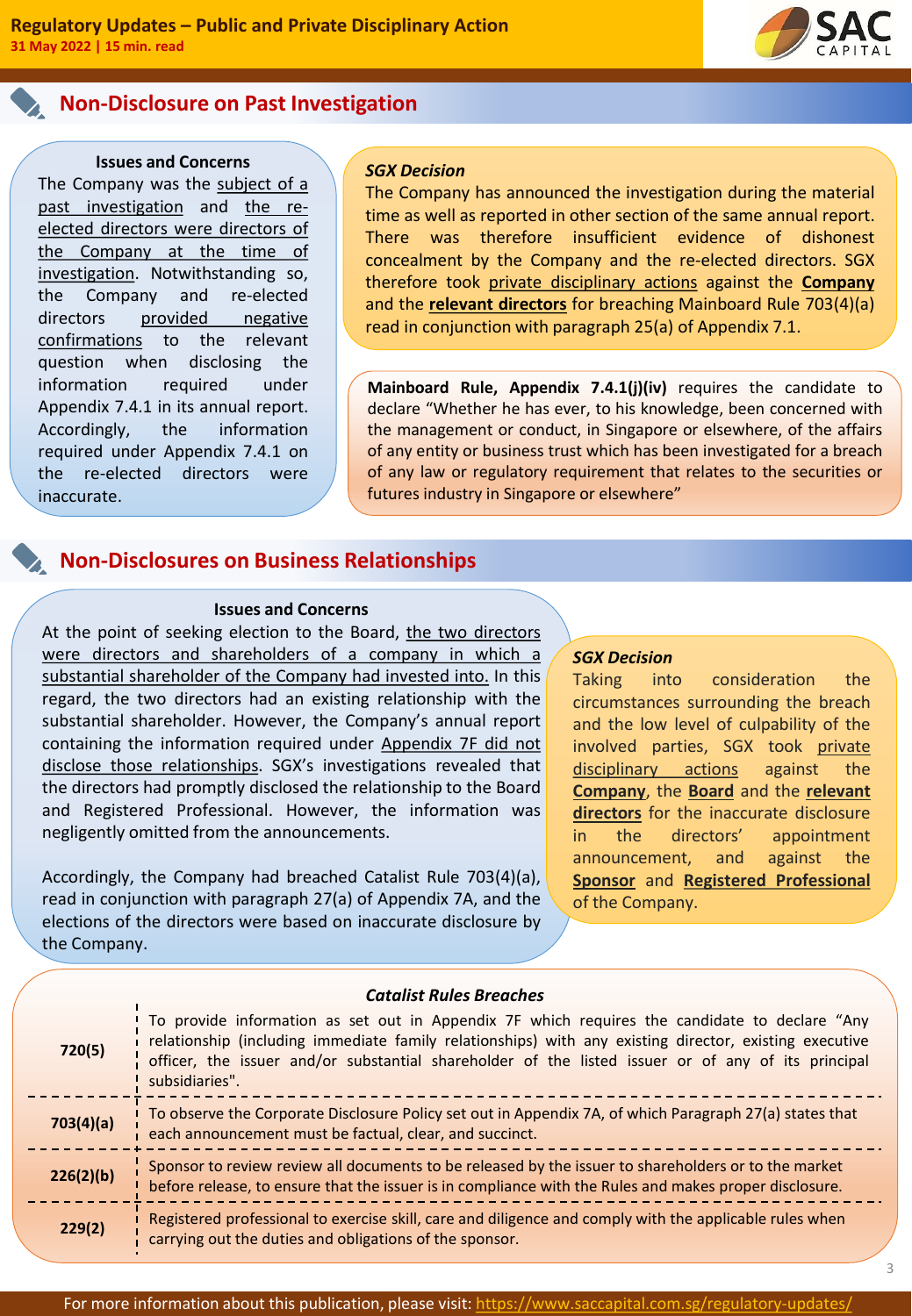## Non-Disclosure on Past Investigation

### Issues and Concerns

The Company was the subject of a past investigation and the re-elected directors were directors of the Company at the time of investigation. Notwithstanding so, the Company and re-elected directors provided negative confirmations to the relevant question when disclosing the information required under Appendix 7.4.1 in its annual report. Accordingly, the information required under Appendix 7.4.1 on the re-elected directors were inaccurate.

### *SGX Decision*

The Company has announced the investigation during the material time as well as reported in other section of the same annual report. There was therefore insufficient evidence of dishonest concealment by the Company and the re-elected directors. SGX therefore took private disciplinary actions against the **Company** and the **relevant directors** for breaching Mainboard Rule 703(4)(a) read in conjunction with paragraph 25(a) of Appendix 7.1.

**Mainboard Rule, Appendix 7.4.1(j)(iv)** requires the candidate to declare "Whether he has ever, to his knowledge, been concerned with the management or conduct, in Singapore or elsewhere, of the affairs of any entity or business trust which has been investigated for a breach of any law or regulatory requirement that relates to the securities or futures industry in Singapore or elsewhere"

## Non-Disclosures on Business Relationships

### Issues and Concerns

At the point of seeking election to the Board, the two directors were directors and shareholders of a company in which a substantial shareholder of the Company had invested into. In this regard, the two directors had an existing relationship with the substantial shareholder. However, the Company's annual report containing the information required under Appendix 7F did not disclose those relationships. SGX's investigations revealed that the directors had promptly disclosed the relationship to the Board and Registered Professional. However, the information was negligently omitted from the announcements.

Accordingly, the Company had breached Catalist Rule 703(4)(a), read in conjunction with paragraph 27(a) of Appendix 7A, and the elections of the directors were based on inaccurate disclosure by the Company.

### *SGX Decision*

Taking into consideration the circumstances surrounding the breach and the low level of culpability of the involved parties, SGX took private disciplinary actions against the **Company**, the **Board** and the **relevant directors** for the inaccurate disclosure in the directors' appointment announcement, and against the **Sponsor** and **Registered Professional** of the Company.

### *Catalist Rules Breaches*

| Rule | Description |
|---|---|
| **720(5)** | To provide information as set out in Appendix 7F which requires the candidate to declare "Any relationship (including immediate family relationships) with any existing director, existing executive officer, the issuer and/or substantial shareholder of the listed issuer or of any of its principal subsidiaries". |
| **703(4)(a)** | To observe the Corporate Disclosure Policy set out in Appendix 7A, of which Paragraph 27(a) states that each announcement must be factual, clear, and succinct. |
| **226(2)(b)** | Sponsor to review review all documents to be released by the issuer to shareholders or to the market before release, to ensure that the issuer is in compliance with the Rules and makes proper disclosure. |
| **229(2)** | Registered professional to exercise skill, care and diligence and comply with the applicable rules when carrying out the duties and obligations of the sponsor. |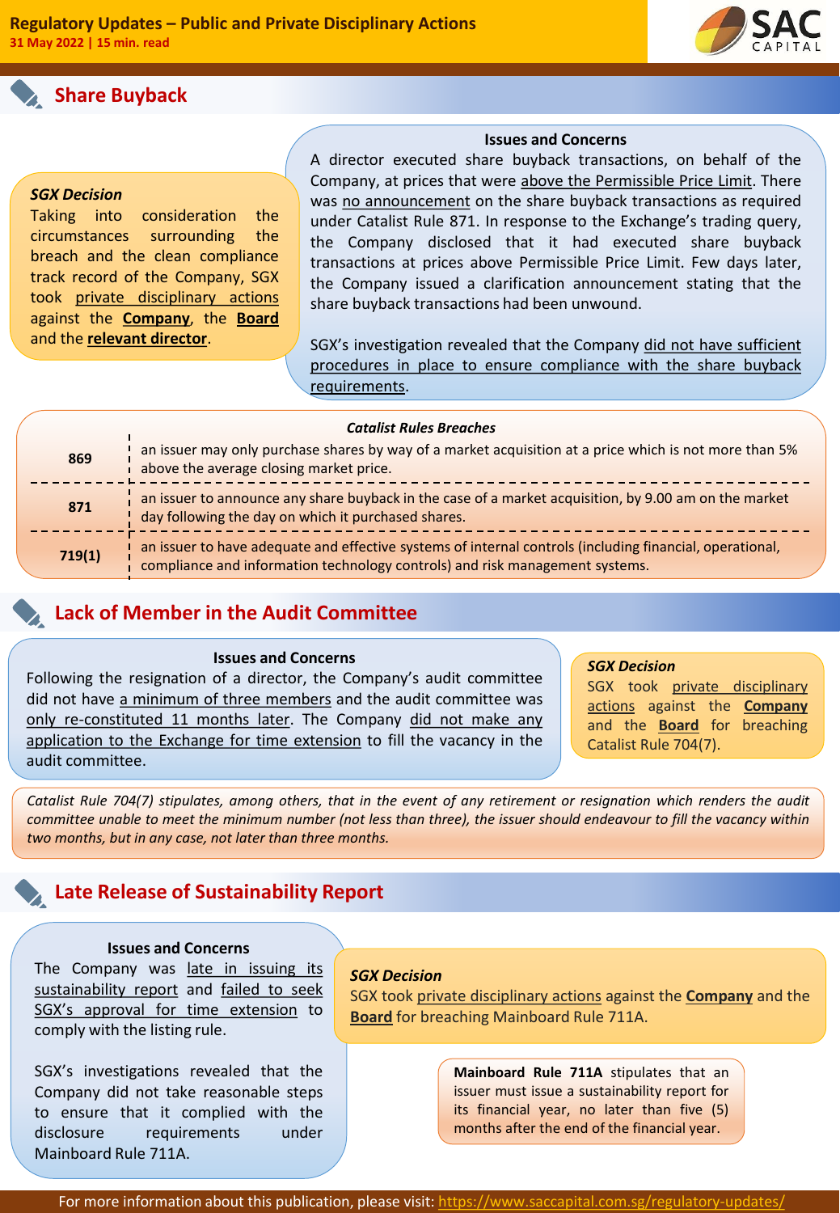**Regulatory Updates – Public and Private Disciplinary Actions**
**31 May 2022 | 15 min. read**

## Share Buyback

**Issues and Concerns**

A director executed share buyback transactions, on behalf of the Company, at prices that were above the Permissible Price Limit. There was no announcement on the share buyback transactions as required under Catalist Rule 871. In response to the Exchange's trading query, the Company disclosed that it had executed share buyback transactions at prices above Permissible Price Limit. Few days later, the Company issued a clarification announcement stating that the share buyback transactions had been unwound.

SGX's investigation revealed that the Company did not have sufficient procedures in place to ensure compliance with the share buyback requirements.

***SGX Decision***

Taking into consideration the circumstances surrounding the breach and the clean compliance track record of the Company, SGX took private disciplinary actions against the **Company**, the **Board** and the **relevant director**.

| *Catalist Rules Breaches* | |
|---|---|
| **869** | an issuer may only purchase shares by way of a market acquisition at a price which is not more than 5% above the average closing market price. |
| **871** | an issuer to announce any share buyback in the case of a market acquisition, by 9.00 am on the market day following the day on which it purchased shares. |
| **719(1)** | an issuer to have adequate and effective systems of internal controls (including financial, operational, compliance and information technology controls) and risk management systems. |

## Lack of Member in the Audit Committee

**Issues and Concerns**

Following the resignation of a director, the Company's audit committee did not have a minimum of three members and the audit committee was only re-constituted 11 months later. The Company did not make any application to the Exchange for time extension to fill the vacancy in the audit committee.

***SGX Decision***

SGX took private disciplinary actions against the **Company** and the **Board** for breaching Catalist Rule 704(7).

*Catalist Rule 704(7) stipulates, among others, that in the event of any retirement or resignation which renders the audit committee unable to meet the minimum number (not less than three), the issuer should endeavour to fill the vacancy within two months, but in any case, not later than three months.*

## Late Release of Sustainability Report

**Issues and Concerns**

The Company was late in issuing its sustainability report and failed to seek SGX's approval for time extension to comply with the listing rule.

SGX's investigations revealed that the Company did not take reasonable steps to ensure that it complied with the disclosure requirements under Mainboard Rule 711A.

***SGX Decision***

SGX took private disciplinary actions against the **Company** and the **Board** for breaching Mainboard Rule 711A.

**Mainboard Rule 711A** stipulates that an issuer must issue a sustainability report for its financial year, no later than five (5) months after the end of the financial year.

For more information about this publication, please visit: https://www.saccapital.com.sg/regulatory-updates/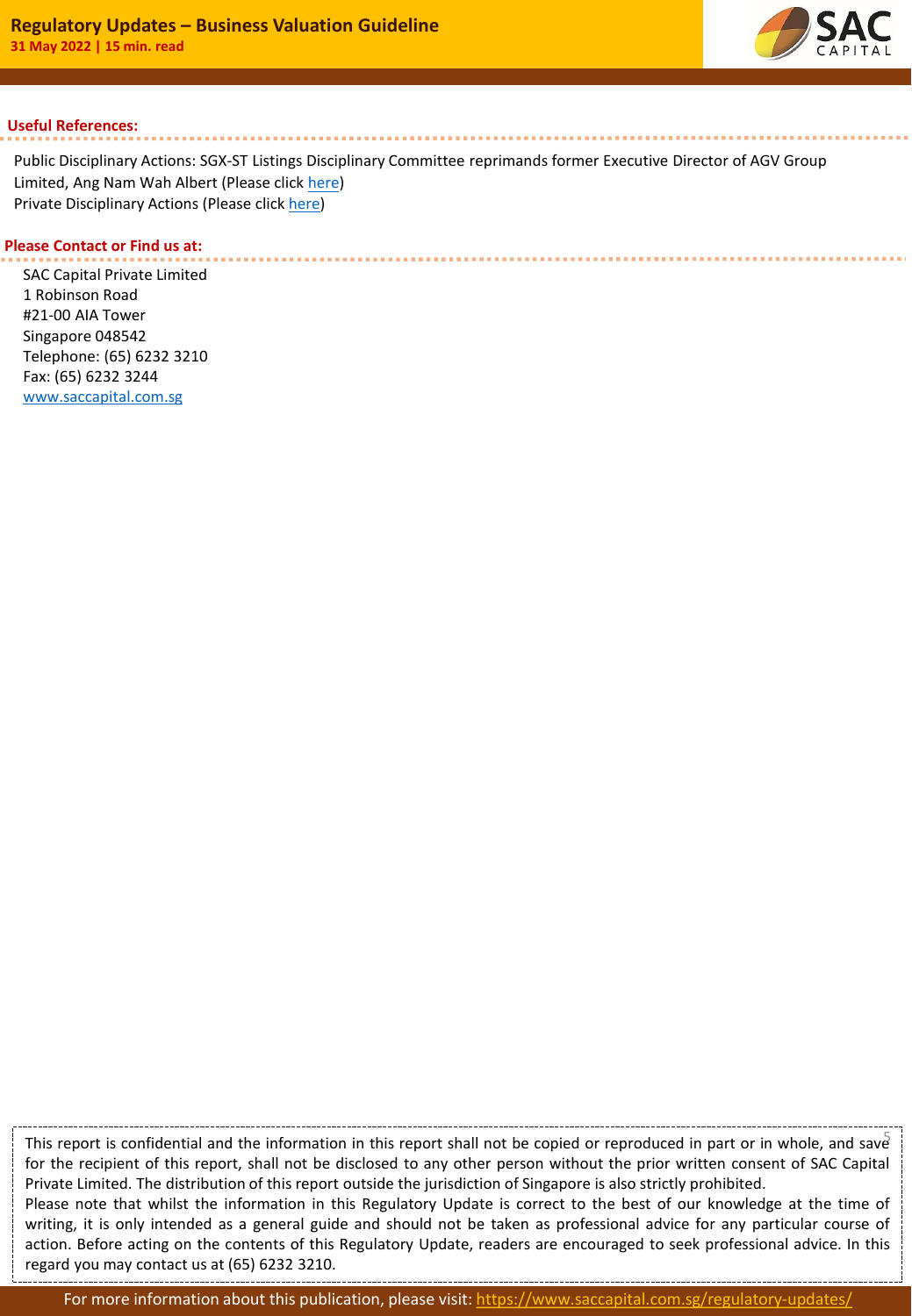## Useful References:

Public Disciplinary Actions: SGX-ST Listings Disciplinary Committee reprimands former Executive Director of AGV Group Limited, Ang Nam Wah Albert (Please click here)

Private Disciplinary Actions (Please click here)

## Please Contact or Find us at:

SAC Capital Private Limited
1 Robinson Road
#21-00 AIA Tower
Singapore 048542
Telephone: (65) 6232 3210
Fax: (65) 6232 3244
www.saccapital.com.sg

This report is confidential and the information in this report shall not be copied or reproduced in part or in whole, and save for the recipient of this report, shall not be disclosed to any other person without the prior written consent of SAC Capital Private Limited. The distribution of this report outside the jurisdiction of Singapore is also strictly prohibited.

Please note that whilst the information in this Regulatory Update is correct to the best of our knowledge at the time of writing, it is only intended as a general guide and should not be taken as professional advice for any particular course of action. Before acting on the contents of this Regulatory Update, readers are encouraged to seek professional advice. In this regard you may contact us at (65) 6232 3210.

For more information about this publication, please visit: https://www.saccapital.com.sg/regulatory-updates/